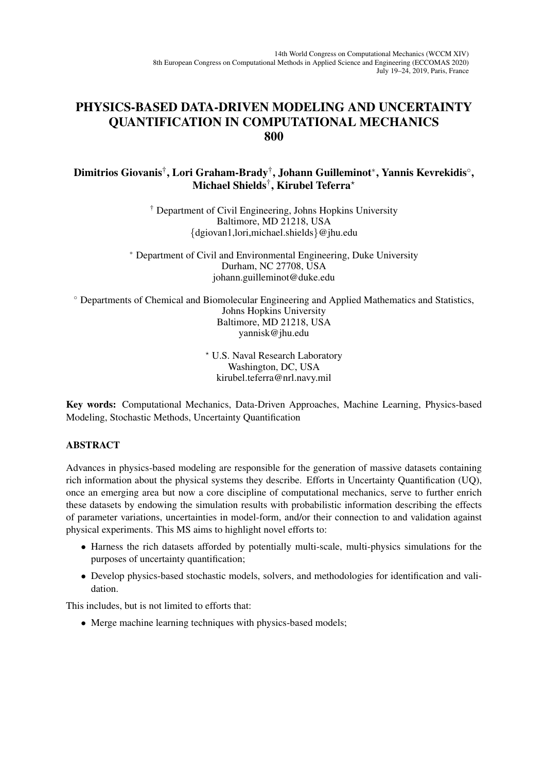14th World Congress on Computational Mechanics (WCCM XIV)
8th European Congress on Computational Methods in Applied Science and Engineering (ECCOMAS 2020)
July 19–24, 2019, Paris, France

# PHYSICS-BASED DATA-DRIVEN MODELING AND UNCERTAINTY QUANTIFICATION IN COMPUTATIONAL MECHANICS 800

**Dimitrios Giovanis[†], Lori Graham-Brady[†], Johann Guilleminot[*], Yannis Kevrekidis[∘], Michael Shields[†], Kirubel Teferra[⋆]**

[†] Department of Civil Engineering, Johns Hopkins University
Baltimore, MD 21218, USA
{dgiovan1,lori,michael.shields}@jhu.edu

[*] Department of Civil and Environmental Engineering, Duke University
Durham, NC 27708, USA
johann.guilleminot@duke.edu

[∘] Departments of Chemical and Biomolecular Engineering and Applied Mathematics and Statistics,
Johns Hopkins University
Baltimore, MD 21218, USA
yannisk@jhu.edu

[⋆] U.S. Naval Research Laboratory
Washington, DC, USA
kirubel.teferra@nrl.navy.mil

**Key words:** Computational Mechanics, Data-Driven Approaches, Machine Learning, Physics-based Modeling, Stochastic Methods, Uncertainty Quantification

## ABSTRACT

Advances in physics-based modeling are responsible for the generation of massive datasets containing rich information about the physical systems they describe. Efforts in Uncertainty Quantification (UQ), once an emerging area but now a core discipline of computational mechanics, serve to further enrich these datasets by endowing the simulation results with probabilistic information describing the effects of parameter variations, uncertainties in model-form, and/or their connection to and validation against physical experiments. This MS aims to highlight novel efforts to:

- Harness the rich datasets afforded by potentially multi-scale, multi-physics simulations for the purposes of uncertainty quantification;
- Develop physics-based stochastic models, solvers, and methodologies for identification and validation.

This includes, but is not limited to efforts that:

- Merge machine learning techniques with physics-based models;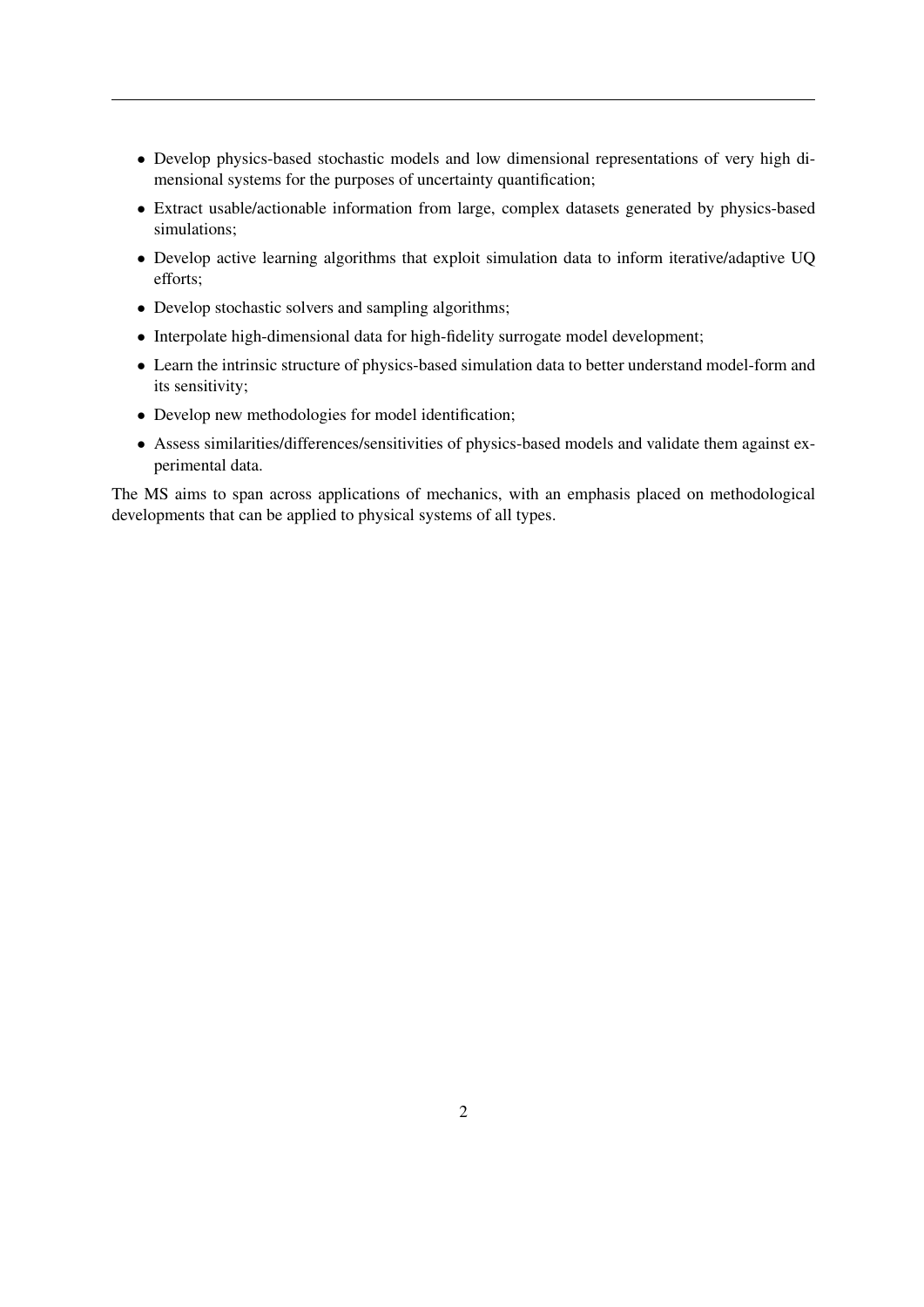- Develop physics-based stochastic models and low dimensional representations of very high dimensional systems for the purposes of uncertainty quantification;
- Extract usable/actionable information from large, complex datasets generated by physics-based simulations;
- Develop active learning algorithms that exploit simulation data to inform iterative/adaptive UQ efforts;
- Develop stochastic solvers and sampling algorithms;
- Interpolate high-dimensional data for high-fidelity surrogate model development;
- Learn the intrinsic structure of physics-based simulation data to better understand model-form and its sensitivity;
- Develop new methodologies for model identification;
- Assess similarities/differences/sensitivities of physics-based models and validate them against experimental data.

The MS aims to span across applications of mechanics, with an emphasis placed on methodological developments that can be applied to physical systems of all types.